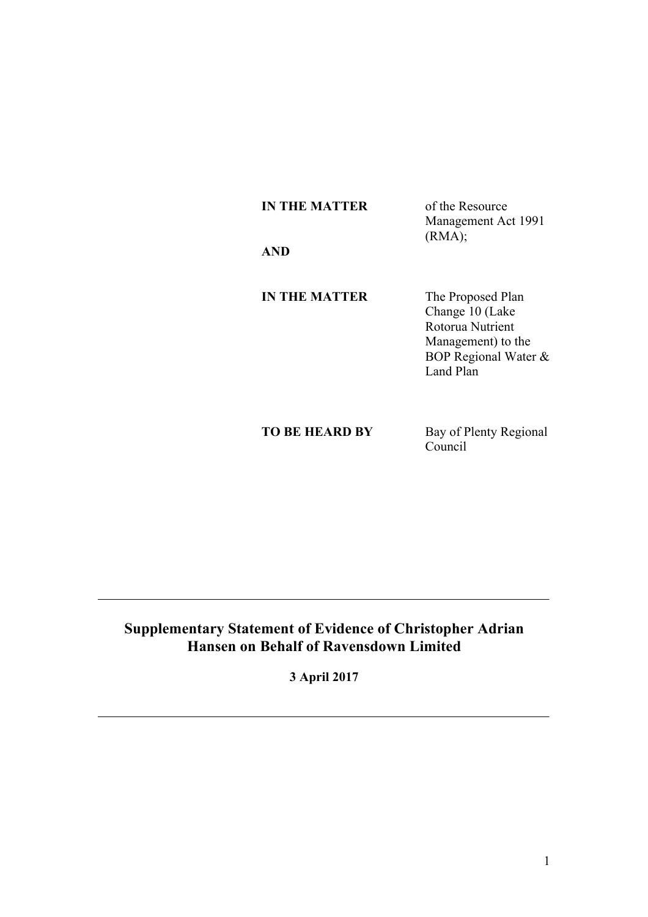| | |
|---|---|
| **IN THE MATTER** | of the Resource Management Act 1991 (RMA); |
| **AND** | |
| **IN THE MATTER** | The Proposed Plan Change 10 (Lake Rotorua Nutrient Management) to the BOP Regional Water & Land Plan |
| **TO BE HEARD BY** | Bay of Plenty Regional Council |

---

**Supplementary Statement of Evidence of Christopher Adrian Hansen on Behalf of Ravensdown Limited**

**3 April 2017**

---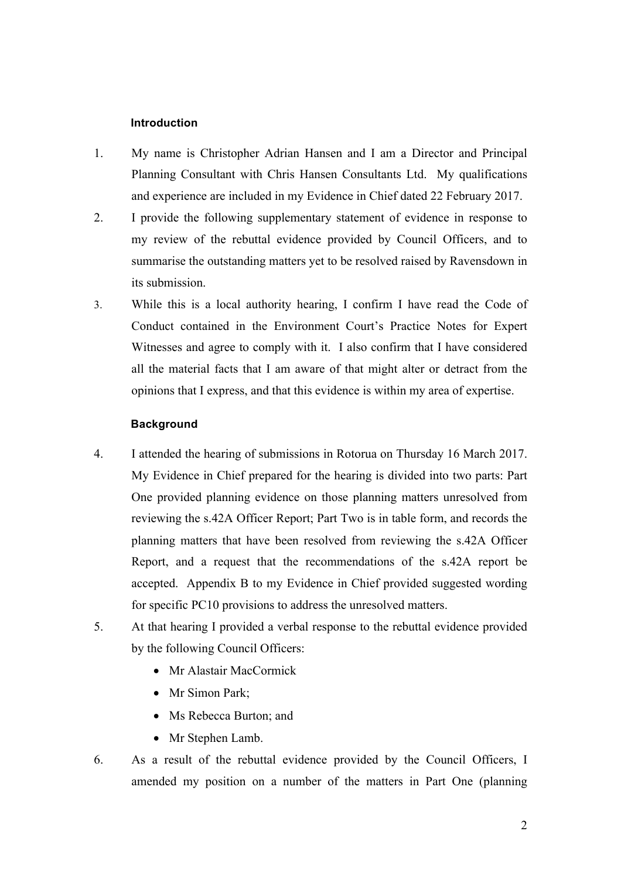### Introduction

1. My name is Christopher Adrian Hansen and I am a Director and Principal Planning Consultant with Chris Hansen Consultants Ltd. My qualifications and experience are included in my Evidence in Chief dated 22 February 2017.
2. I provide the following supplementary statement of evidence in response to my review of the rebuttal evidence provided by Council Officers, and to summarise the outstanding matters yet to be resolved raised by Ravensdown in its submission.
3. While this is a local authority hearing, I confirm I have read the Code of Conduct contained in the Environment Court's Practice Notes for Expert Witnesses and agree to comply with it. I also confirm that I have considered all the material facts that I am aware of that might alter or detract from the opinions that I express, and that this evidence is within my area of expertise.

### Background

4. I attended the hearing of submissions in Rotorua on Thursday 16 March 2017. My Evidence in Chief prepared for the hearing is divided into two parts: Part One provided planning evidence on those planning matters unresolved from reviewing the s.42A Officer Report; Part Two is in table form, and records the planning matters that have been resolved from reviewing the s.42A Officer Report, and a request that the recommendations of the s.42A report be accepted. Appendix B to my Evidence in Chief provided suggested wording for specific PC10 provisions to address the unresolved matters.
5. At that hearing I provided a verbal response to the rebuttal evidence provided by the following Council Officers:
   - Mr Alastair MacCormick
   - Mr Simon Park;
   - Ms Rebecca Burton; and
   - Mr Stephen Lamb.
6. As a result of the rebuttal evidence provided by the Council Officers, I amended my position on a number of the matters in Part One (planning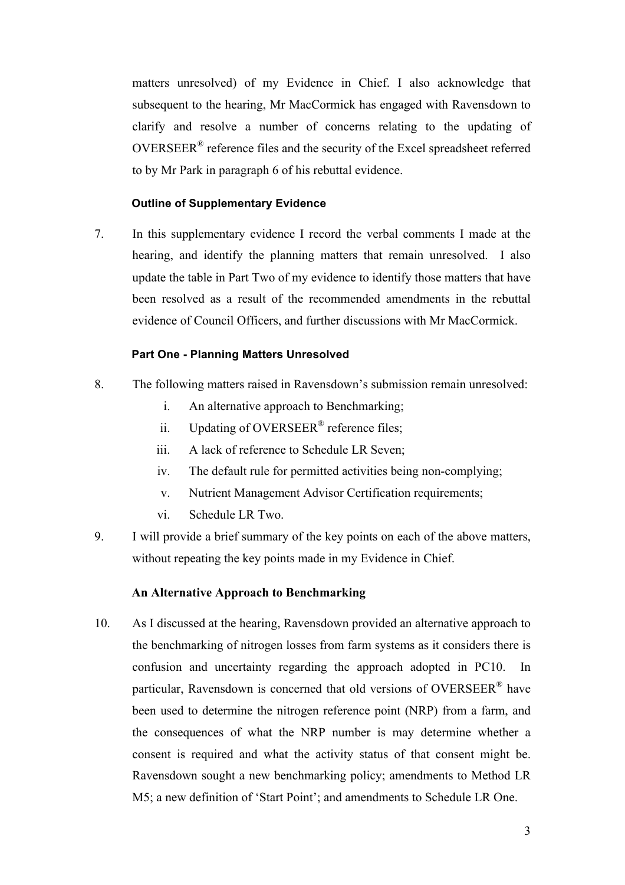matters unresolved) of my Evidence in Chief. I also acknowledge that subsequent to the hearing, Mr MacCormick has engaged with Ravensdown to clarify and resolve a number of concerns relating to the updating of OVERSEER® reference files and the security of the Excel spreadsheet referred to by Mr Park in paragraph 6 of his rebuttal evidence.

**Outline of Supplementary Evidence**

7. In this supplementary evidence I record the verbal comments I made at the hearing, and identify the planning matters that remain unresolved. I also update the table in Part Two of my evidence to identify those matters that have been resolved as a result of the recommended amendments in the rebuttal evidence of Council Officers, and further discussions with Mr MacCormick.

**Part One - Planning Matters Unresolved**

8. The following matters raised in Ravensdown's submission remain unresolved:
   i. An alternative approach to Benchmarking;
   ii. Updating of OVERSEER® reference files;
   iii. A lack of reference to Schedule LR Seven;
   iv. The default rule for permitted activities being non-complying;
   v. Nutrient Management Advisor Certification requirements;
   vi. Schedule LR Two.

9. I will provide a brief summary of the key points on each of the above matters, without repeating the key points made in my Evidence in Chief.

**An Alternative Approach to Benchmarking**

10. As I discussed at the hearing, Ravensdown provided an alternative approach to the benchmarking of nitrogen losses from farm systems as it considers there is confusion and uncertainty regarding the approach adopted in PC10. In particular, Ravensdown is concerned that old versions of OVERSEER® have been used to determine the nitrogen reference point (NRP) from a farm, and the consequences of what the NRP number is may determine whether a consent is required and what the activity status of that consent might be. Ravensdown sought a new benchmarking policy; amendments to Method LR M5; a new definition of 'Start Point'; and amendments to Schedule LR One.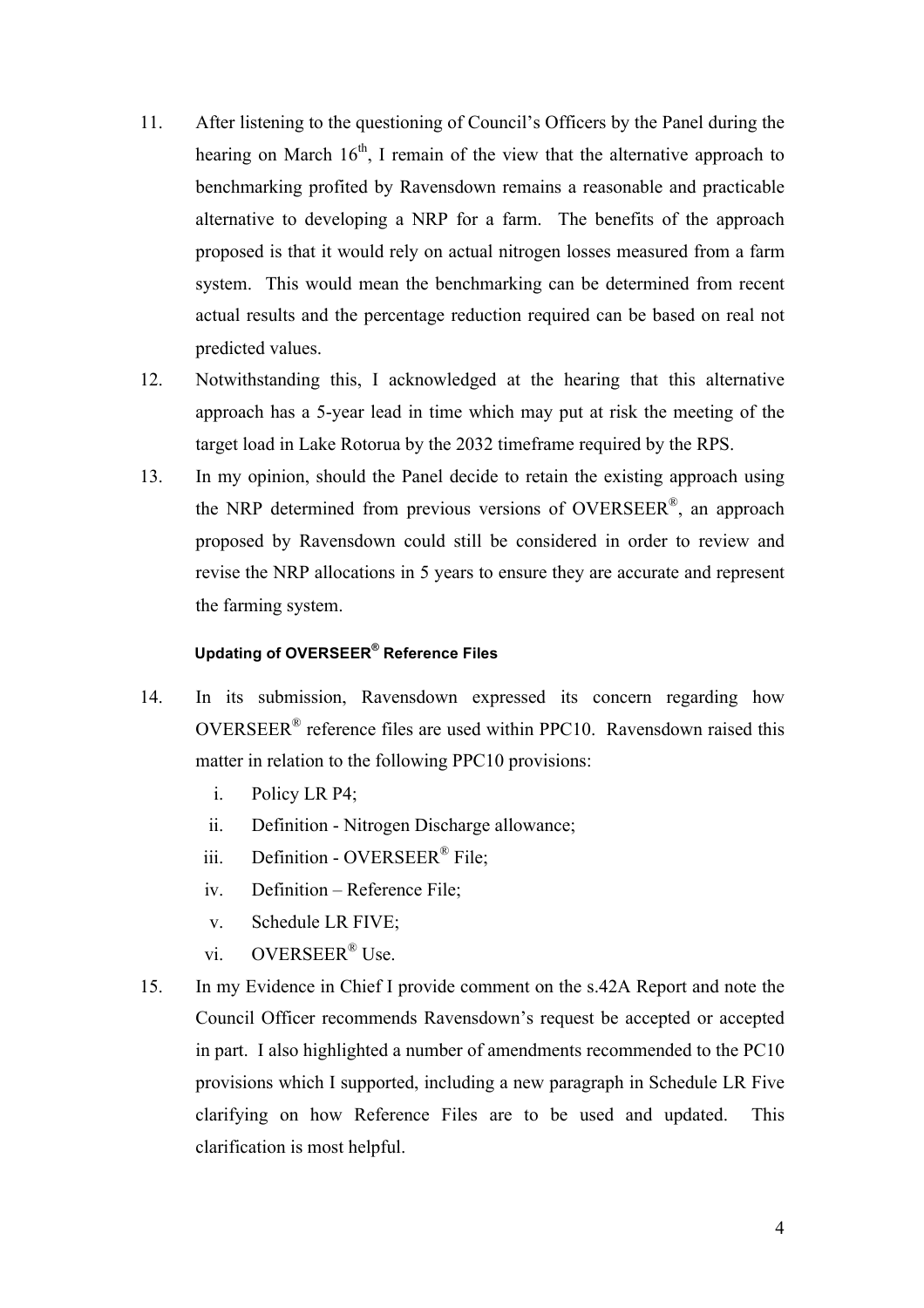11. After listening to the questioning of Council's Officers by the Panel during the hearing on March 16th, I remain of the view that the alternative approach to benchmarking profited by Ravensdown remains a reasonable and practicable alternative to developing a NRP for a farm. The benefits of the approach proposed is that it would rely on actual nitrogen losses measured from a farm system. This would mean the benchmarking can be determined from recent actual results and the percentage reduction required can be based on real not predicted values.

12. Notwithstanding this, I acknowledged at the hearing that this alternative approach has a 5-year lead in time which may put at risk the meeting of the target load in Lake Rotorua by the 2032 timeframe required by the RPS.

13. In my opinion, should the Panel decide to retain the existing approach using the NRP determined from previous versions of OVERSEER®, an approach proposed by Ravensdown could still be considered in order to review and revise the NRP allocations in 5 years to ensure they are accurate and represent the farming system.

#### Updating of OVERSEER® Reference Files

14. In its submission, Ravensdown expressed its concern regarding how OVERSEER® reference files are used within PPC10. Ravensdown raised this matter in relation to the following PPC10 provisions:

    i. Policy LR P4;
    ii. Definition - Nitrogen Discharge allowance;
    iii. Definition - OVERSEER® File;
    iv. Definition – Reference File;
    v. Schedule LR FIVE;
    vi. OVERSEER® Use.

15. In my Evidence in Chief I provide comment on the s.42A Report and note the Council Officer recommends Ravensdown's request be accepted or accepted in part. I also highlighted a number of amendments recommended to the PC10 provisions which I supported, including a new paragraph in Schedule LR Five clarifying on how Reference Files are to be used and updated. This clarification is most helpful.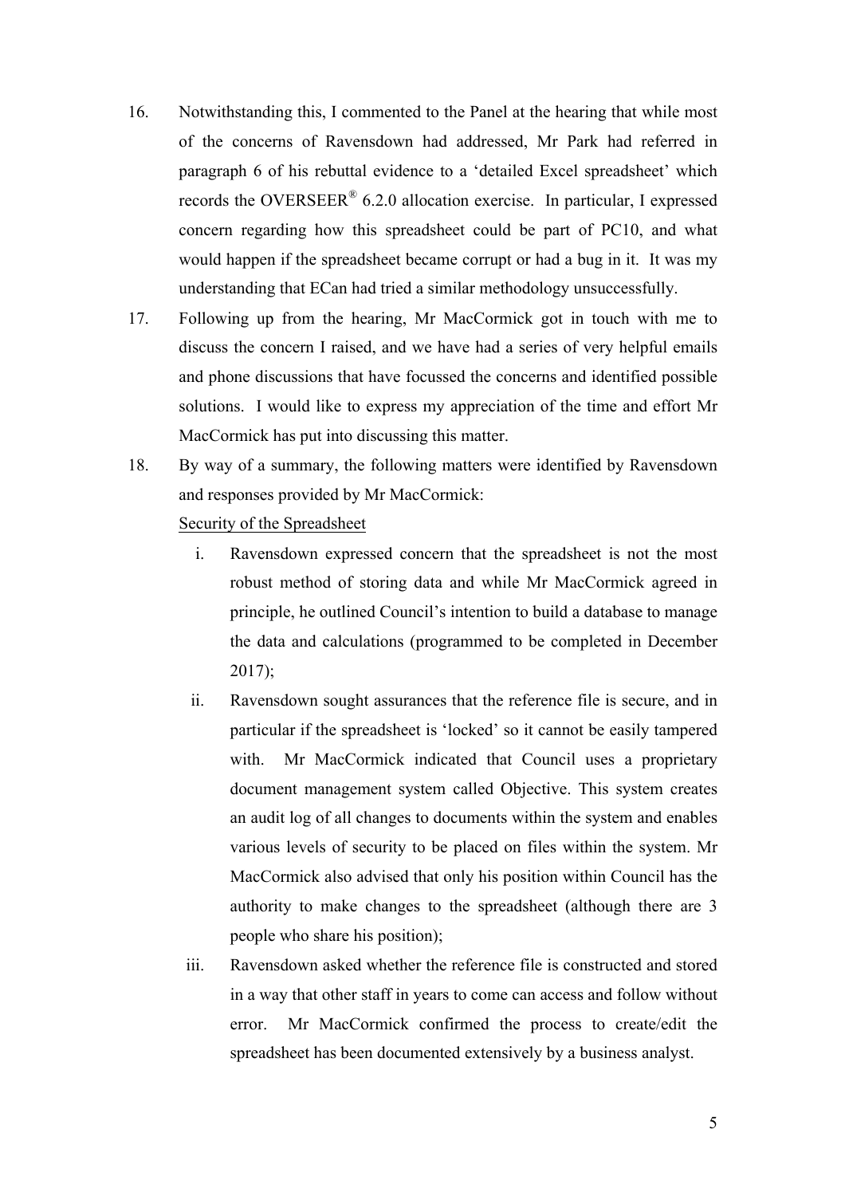16. Notwithstanding this, I commented to the Panel at the hearing that while most of the concerns of Ravensdown had addressed, Mr Park had referred in paragraph 6 of his rebuttal evidence to a 'detailed Excel spreadsheet' which records the OVERSEER® 6.2.0 allocation exercise. In particular, I expressed concern regarding how this spreadsheet could be part of PC10, and what would happen if the spreadsheet became corrupt or had a bug in it. It was my understanding that ECan had tried a similar methodology unsuccessfully.

17. Following up from the hearing, Mr MacCormick got in touch with me to discuss the concern I raised, and we have had a series of very helpful emails and phone discussions that have focussed the concerns and identified possible solutions. I would like to express my appreciation of the time and effort Mr MacCormick has put into discussing this matter.

18. By way of a summary, the following matters were identified by Ravensdown and responses provided by Mr MacCormick:

<u>Security of the Spreadsheet</u>

   i. Ravensdown expressed concern that the spreadsheet is not the most robust method of storing data and while Mr MacCormick agreed in principle, he outlined Council's intention to build a database to manage the data and calculations (programmed to be completed in December 2017);

   ii. Ravensdown sought assurances that the reference file is secure, and in particular if the spreadsheet is 'locked' so it cannot be easily tampered with. Mr MacCormick indicated that Council uses a proprietary document management system called Objective. This system creates an audit log of all changes to documents within the system and enables various levels of security to be placed on files within the system. Mr MacCormick also advised that only his position within Council has the authority to make changes to the spreadsheet (although there are 3 people who share his position);

   iii. Ravensdown asked whether the reference file is constructed and stored in a way that other staff in years to come can access and follow without error. Mr MacCormick confirmed the process to create/edit the spreadsheet has been documented extensively by a business analyst.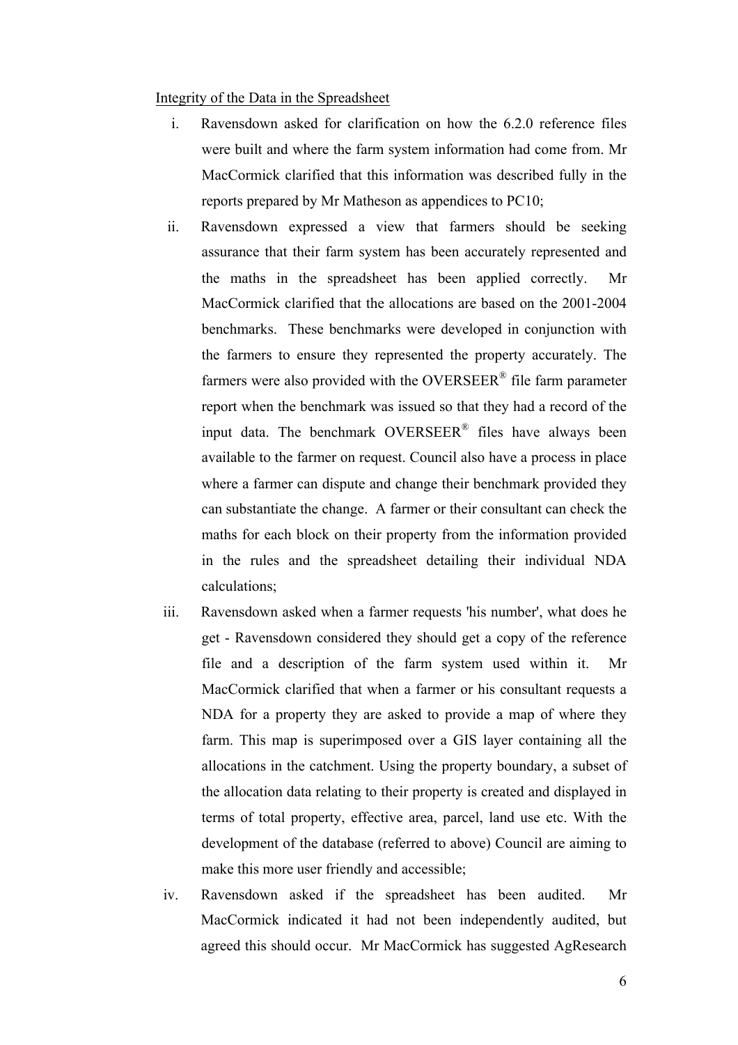Integrity of the Data in the Spreadsheet

i. Ravensdown asked for clarification on how the 6.2.0 reference files were built and where the farm system information had come from. Mr MacCormick clarified that this information was described fully in the reports prepared by Mr Matheson as appendices to PC10;

ii. Ravensdown expressed a view that farmers should be seeking assurance that their farm system has been accurately represented and the maths in the spreadsheet has been applied correctly. Mr MacCormick clarified that the allocations are based on the 2001-2004 benchmarks. These benchmarks were developed in conjunction with the farmers to ensure they represented the property accurately. The farmers were also provided with the OVERSEER® file farm parameter report when the benchmark was issued so that they had a record of the input data. The benchmark OVERSEER® files have always been available to the farmer on request. Council also have a process in place where a farmer can dispute and change their benchmark provided they can substantiate the change. A farmer or their consultant can check the maths for each block on their property from the information provided in the rules and the spreadsheet detailing their individual NDA calculations;

iii. Ravensdown asked when a farmer requests 'his number', what does he get - Ravensdown considered they should get a copy of the reference file and a description of the farm system used within it. Mr MacCormick clarified that when a farmer or his consultant requests a NDA for a property they are asked to provide a map of where they farm. This map is superimposed over a GIS layer containing all the allocations in the catchment. Using the property boundary, a subset of the allocation data relating to their property is created and displayed in terms of total property, effective area, parcel, land use etc. With the development of the database (referred to above) Council are aiming to make this more user friendly and accessible;

iv. Ravensdown asked if the spreadsheet has been audited. Mr MacCormick indicated it had not been independently audited, but agreed this should occur. Mr MacCormick has suggested AgResearch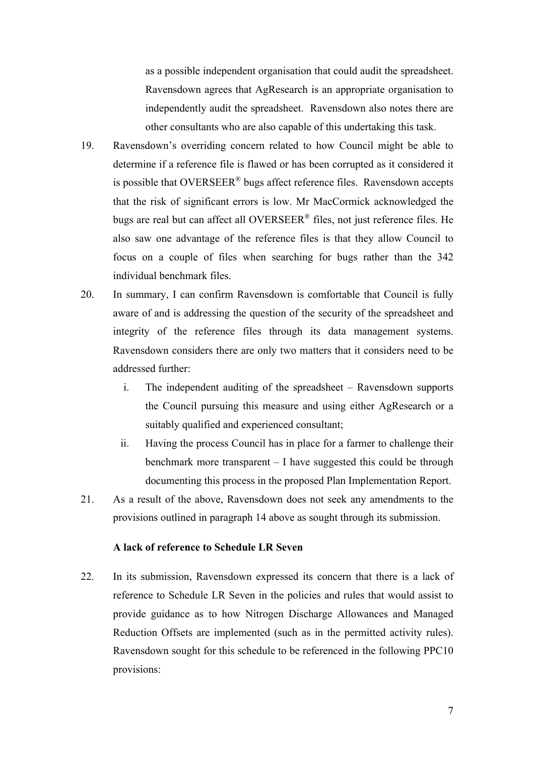as a possible independent organisation that could audit the spreadsheet. Ravensdown agrees that AgResearch is an appropriate organisation to independently audit the spreadsheet. Ravensdown also notes there are other consultants who are also capable of this undertaking this task.

19. Ravensdown's overriding concern related to how Council might be able to determine if a reference file is flawed or has been corrupted as it considered it is possible that OVERSEER® bugs affect reference files. Ravensdown accepts that the risk of significant errors is low. Mr MacCormick acknowledged the bugs are real but can affect all OVERSEER® files, not just reference files. He also saw one advantage of the reference files is that they allow Council to focus on a couple of files when searching for bugs rather than the 342 individual benchmark files.

20. In summary, I can confirm Ravensdown is comfortable that Council is fully aware of and is addressing the question of the security of the spreadsheet and integrity of the reference files through its data management systems. Ravensdown considers there are only two matters that it considers need to be addressed further:

    i. The independent auditing of the spreadsheet – Ravensdown supports the Council pursuing this measure and using either AgResearch or a suitably qualified and experienced consultant;

    ii. Having the process Council has in place for a farmer to challenge their benchmark more transparent – I have suggested this could be through documenting this process in the proposed Plan Implementation Report.

21. As a result of the above, Ravensdown does not seek any amendments to the provisions outlined in paragraph 14 above as sought through its submission.

**A lack of reference to Schedule LR Seven**

22. In its submission, Ravensdown expressed its concern that there is a lack of reference to Schedule LR Seven in the policies and rules that would assist to provide guidance as to how Nitrogen Discharge Allowances and Managed Reduction Offsets are implemented (such as in the permitted activity rules). Ravensdown sought for this schedule to be referenced in the following PPC10 provisions: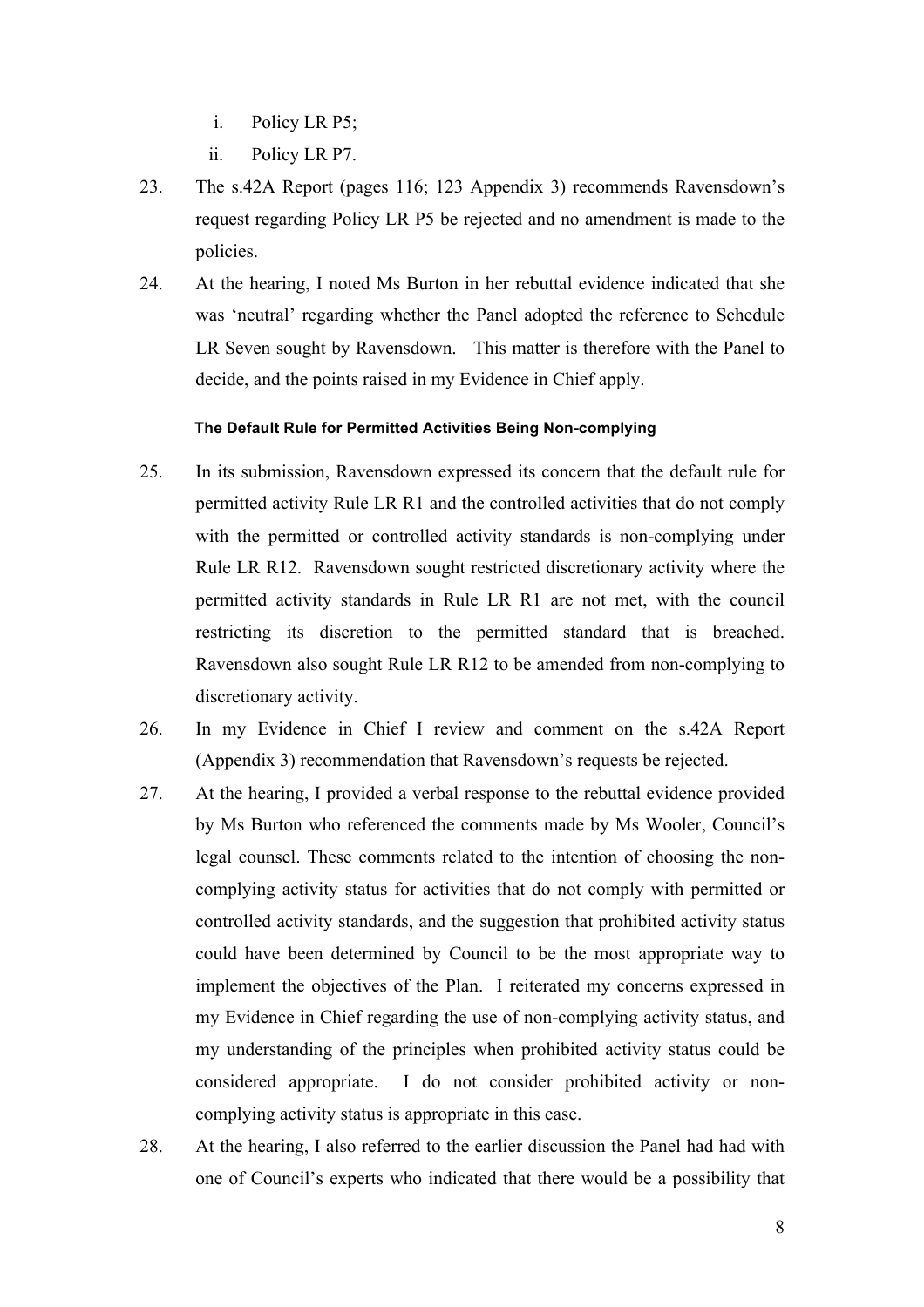i. Policy LR P5;
   ii. Policy LR P7.

23. The s.42A Report (pages 116; 123 Appendix 3) recommends Ravensdown's request regarding Policy LR P5 be rejected and no amendment is made to the policies.

24. At the hearing, I noted Ms Burton in her rebuttal evidence indicated that she was 'neutral' regarding whether the Panel adopted the reference to Schedule LR Seven sought by Ravensdown. This matter is therefore with the Panel to decide, and the points raised in my Evidence in Chief apply.

#### The Default Rule for Permitted Activities Being Non-complying

25. In its submission, Ravensdown expressed its concern that the default rule for permitted activity Rule LR R1 and the controlled activities that do not comply with the permitted or controlled activity standards is non-complying under Rule LR R12. Ravensdown sought restricted discretionary activity where the permitted activity standards in Rule LR R1 are not met, with the council restricting its discretion to the permitted standard that is breached. Ravensdown also sought Rule LR R12 to be amended from non-complying to discretionary activity.

26. In my Evidence in Chief I review and comment on the s.42A Report (Appendix 3) recommendation that Ravensdown's requests be rejected.

27. At the hearing, I provided a verbal response to the rebuttal evidence provided by Ms Burton who referenced the comments made by Ms Wooler, Council's legal counsel. These comments related to the intention of choosing the non-complying activity status for activities that do not comply with permitted or controlled activity standards, and the suggestion that prohibited activity status could have been determined by Council to be the most appropriate way to implement the objectives of the Plan. I reiterated my concerns expressed in my Evidence in Chief regarding the use of non-complying activity status, and my understanding of the principles when prohibited activity status could be considered appropriate. I do not consider prohibited activity or non-complying activity status is appropriate in this case.

28. At the hearing, I also referred to the earlier discussion the Panel had had with one of Council's experts who indicated that there would be a possibility that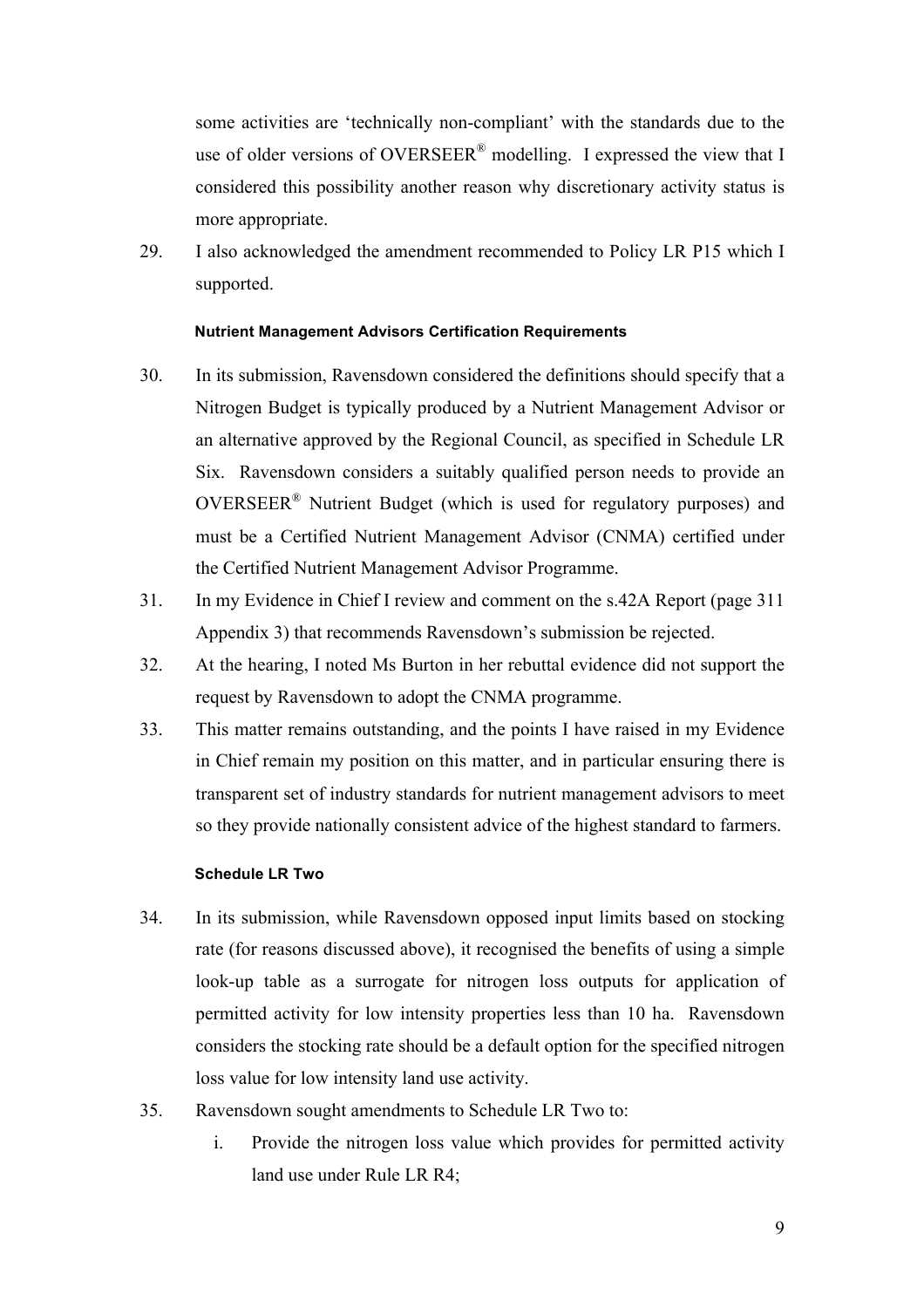some activities are 'technically non-compliant' with the standards due to the use of older versions of OVERSEER® modelling. I expressed the view that I considered this possibility another reason why discretionary activity status is more appropriate.

29. I also acknowledged the amendment recommended to Policy LR P15 which I supported.

### Nutrient Management Advisors Certification Requirements

30. In its submission, Ravensdown considered the definitions should specify that a Nitrogen Budget is typically produced by a Nutrient Management Advisor or an alternative approved by the Regional Council, as specified in Schedule LR Six. Ravensdown considers a suitably qualified person needs to provide an OVERSEER® Nutrient Budget (which is used for regulatory purposes) and must be a Certified Nutrient Management Advisor (CNMA) certified under the Certified Nutrient Management Advisor Programme.

31. In my Evidence in Chief I review and comment on the s.42A Report (page 311 Appendix 3) that recommends Ravensdown's submission be rejected.

32. At the hearing, I noted Ms Burton in her rebuttal evidence did not support the request by Ravensdown to adopt the CNMA programme.

33. This matter remains outstanding, and the points I have raised in my Evidence in Chief remain my position on this matter, and in particular ensuring there is transparent set of industry standards for nutrient management advisors to meet so they provide nationally consistent advice of the highest standard to farmers.

### Schedule LR Two

34. In its submission, while Ravensdown opposed input limits based on stocking rate (for reasons discussed above), it recognised the benefits of using a simple look-up table as a surrogate for nitrogen loss outputs for application of permitted activity for low intensity properties less than 10 ha. Ravensdown considers the stocking rate should be a default option for the specified nitrogen loss value for low intensity land use activity.

35. Ravensdown sought amendments to Schedule LR Two to:

    i. Provide the nitrogen loss value which provides for permitted activity land use under Rule LR R4;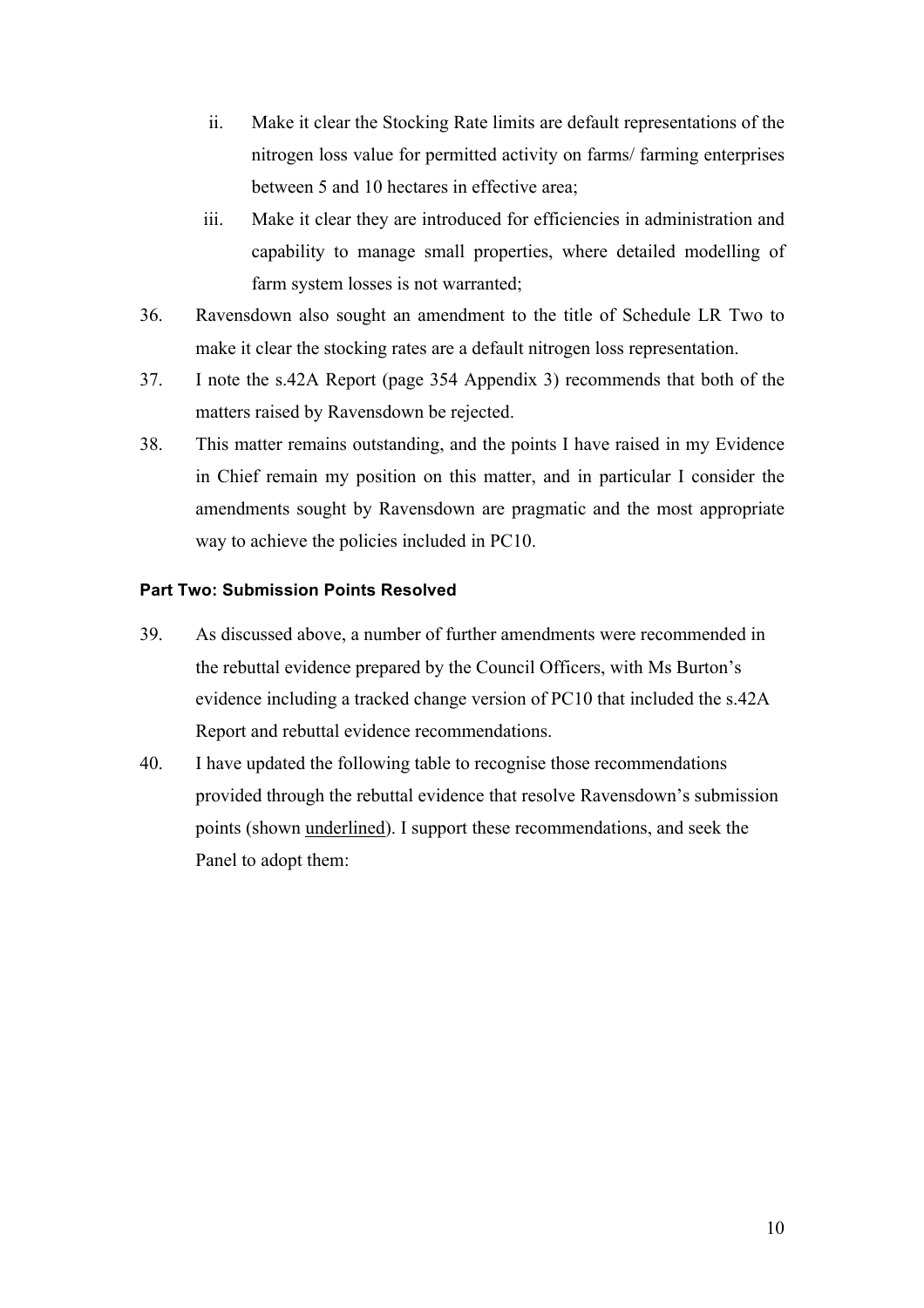ii. Make it clear the Stocking Rate limits are default representations of the nitrogen loss value for permitted activity on farms/ farming enterprises between 5 and 10 hectares in effective area;

iii. Make it clear they are introduced for efficiencies in administration and capability to manage small properties, where detailed modelling of farm system losses is not warranted;

36. Ravensdown also sought an amendment to the title of Schedule LR Two to make it clear the stocking rates are a default nitrogen loss representation.

37. I note the s.42A Report (page 354 Appendix 3) recommends that both of the matters raised by Ravensdown be rejected.

38. This matter remains outstanding, and the points I have raised in my Evidence in Chief remain my position on this matter, and in particular I consider the amendments sought by Ravensdown are pragmatic and the most appropriate way to achieve the policies included in PC10.

**Part Two: Submission Points Resolved**

39. As discussed above, a number of further amendments were recommended in the rebuttal evidence prepared by the Council Officers, with Ms Burton's evidence including a tracked change version of PC10 that included the s.42A Report and rebuttal evidence recommendations.

40. I have updated the following table to recognise those recommendations provided through the rebuttal evidence that resolve Ravensdown's submission points (shown <u>underlined</u>). I support these recommendations, and seek the Panel to adopt them: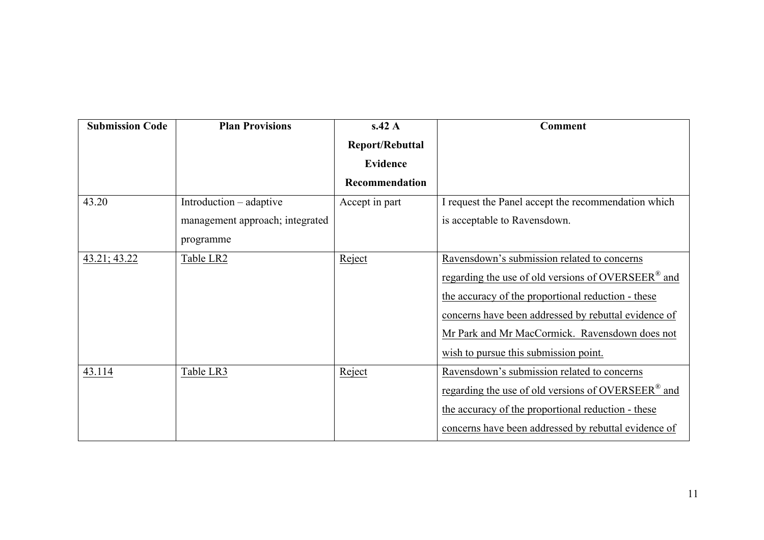| Submission Code | Plan Provisions | s.42 A Report/Rebuttal Evidence Recommendation | Comment |
|---|---|---|---|
| 43.20 | Introduction – adaptive management approach; integrated programme | Accept in part | I request the Panel accept the recommendation which is acceptable to Ravensdown. |
| 43.21; 43.22 | Table LR2 | Reject | Ravensdown's submission related to concerns regarding the use of old versions of OVERSEER® and the accuracy of the proportional reduction - these concerns have been addressed by rebuttal evidence of Mr Park and Mr MacCormick. Ravensdown does not wish to pursue this submission point. |
| 43.114 | Table LR3 | Reject | Ravensdown's submission related to concerns regarding the use of old versions of OVERSEER® and the accuracy of the proportional reduction - these concerns have been addressed by rebuttal evidence of |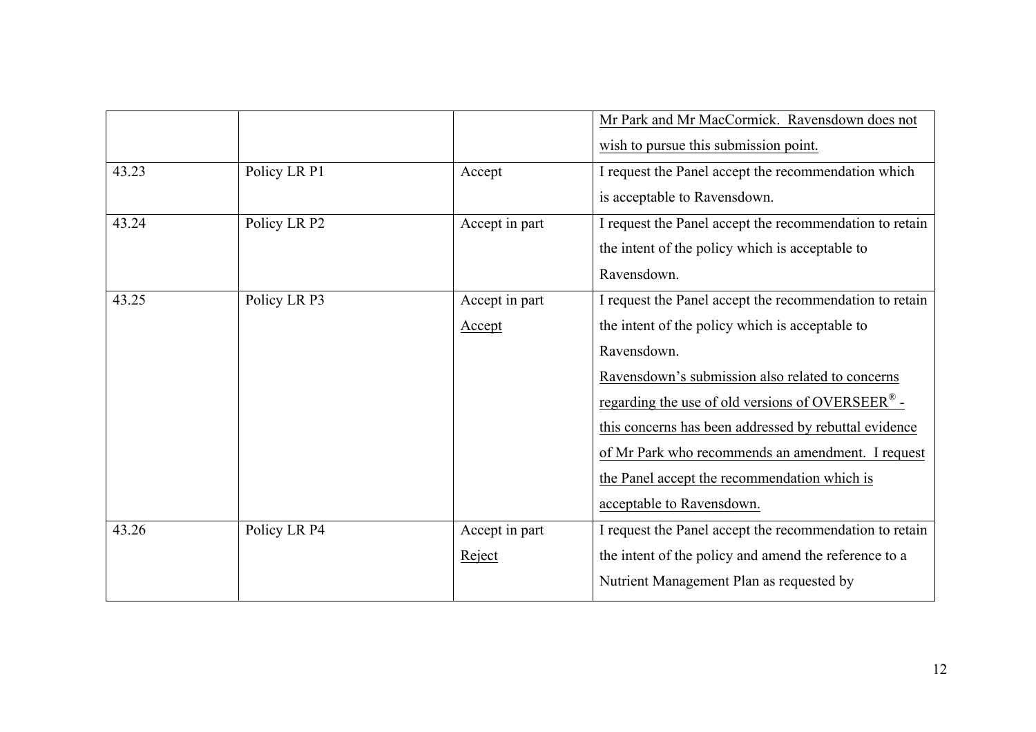| | | | |
|---|---|---|---|
| | | | Mr Park and Mr MacCormick. Ravensdown does not wish to pursue this submission point. |
| 43.23 | Policy LR P1 | Accept | I request the Panel accept the recommendation which is acceptable to Ravensdown. |
| 43.24 | Policy LR P2 | Accept in part | I request the Panel accept the recommendation to retain the intent of the policy which is acceptable to Ravensdown. |
| 43.25 | Policy LR P3 | Accept in part Accept | I request the Panel accept the recommendation to retain the intent of the policy which is acceptable to Ravensdown. Ravensdown's submission also related to concerns regarding the use of old versions of OVERSEER® - this concerns has been addressed by rebuttal evidence of Mr Park who recommends an amendment. I request the Panel accept the recommendation which is acceptable to Ravensdown. |
| 43.26 | Policy LR P4 | Accept in part Reject | I request the Panel accept the recommendation to retain the intent of the policy and amend the reference to a Nutrient Management Plan as requested by |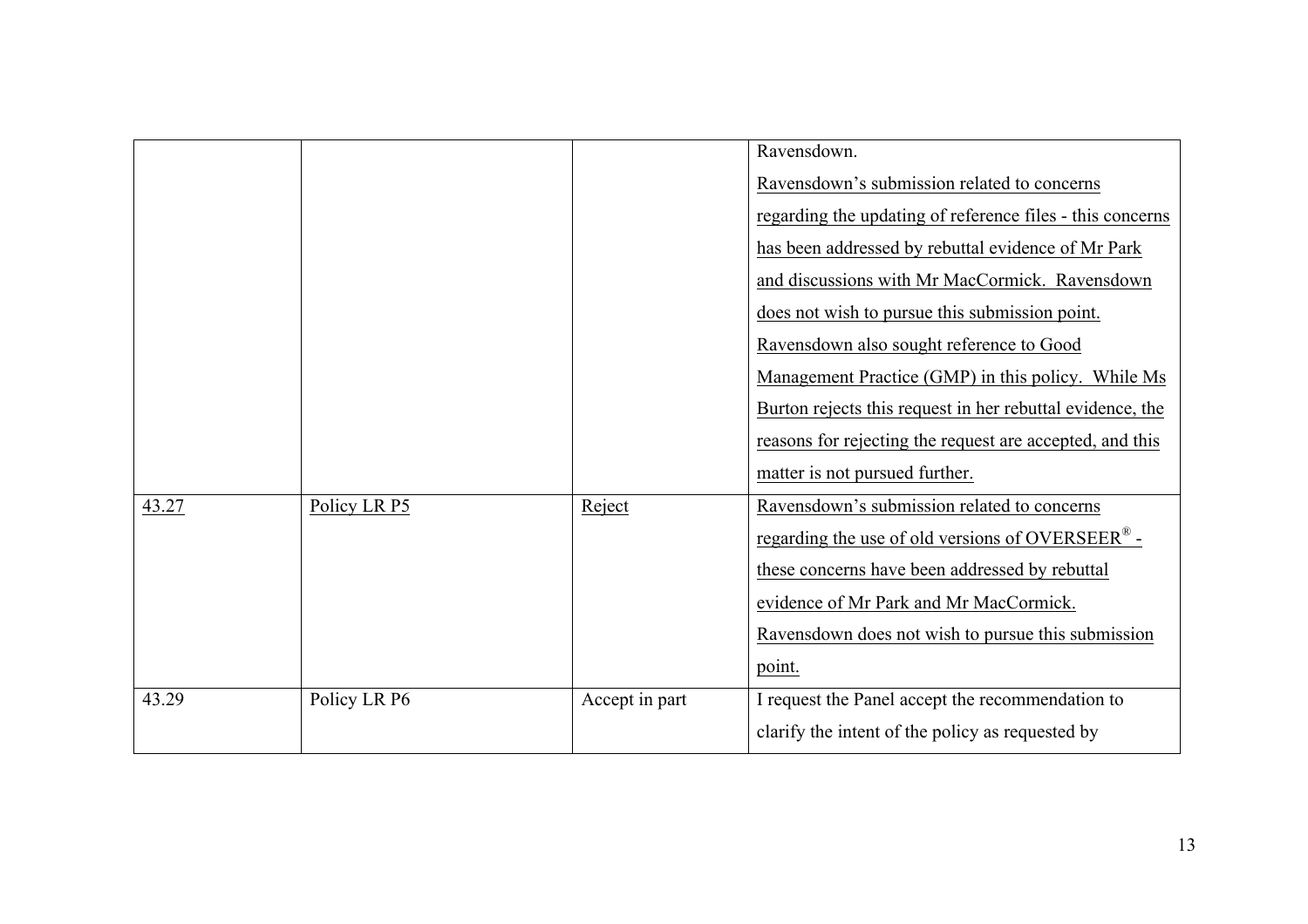|  |  |  | Ravensdown.<br>Ravensdown's submission related to concerns regarding the updating of reference files - this concerns has been addressed by rebuttal evidence of Mr Park and discussions with Mr MacCormick. Ravensdown does not wish to pursue this submission point.<br>Ravensdown also sought reference to Good Management Practice (GMP) in this policy. While Ms Burton rejects this request in her rebuttal evidence, the reasons for rejecting the request are accepted, and this matter is not pursued further. |
|---|---|---|---|
| 43.27 | Policy LR P5 | Reject | Ravensdown's submission related to concerns regarding the use of old versions of OVERSEER® - these concerns have been addressed by rebuttal evidence of Mr Park and Mr MacCormick.<br>Ravensdown does not wish to pursue this submission point. |
| 43.29 | Policy LR P6 | Accept in part | I request the Panel accept the recommendation to clarify the intent of the policy as requested by |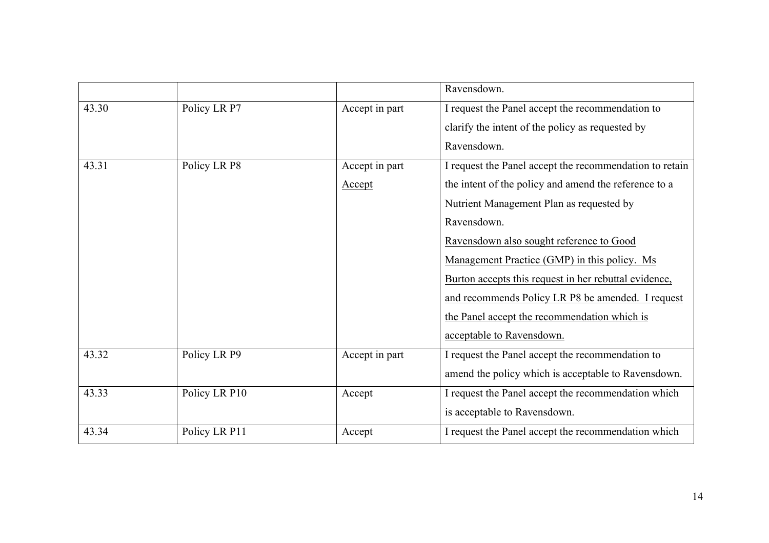|  |  |  | Ravensdown. |
| --- | --- | --- | --- |
| 43.30 | Policy LR P7 | Accept in part | I request the Panel accept the recommendation to clarify the intent of the policy as requested by Ravensdown. |
| 43.31 | Policy LR P8 | Accept in part Accept | I request the Panel accept the recommendation to retain the intent of the policy and amend the reference to a Nutrient Management Plan as requested by Ravensdown. Ravensdown also sought reference to Good Management Practice (GMP) in this policy. Ms Burton accepts this request in her rebuttal evidence, and recommends Policy LR P8 be amended. I request the Panel accept the recommendation which is acceptable to Ravensdown. |
| 43.32 | Policy LR P9 | Accept in part | I request the Panel accept the recommendation to amend the policy which is acceptable to Ravensdown. |
| 43.33 | Policy LR P10 | Accept | I request the Panel accept the recommendation which is acceptable to Ravensdown. |
| 43.34 | Policy LR P11 | Accept | I request the Panel accept the recommendation which |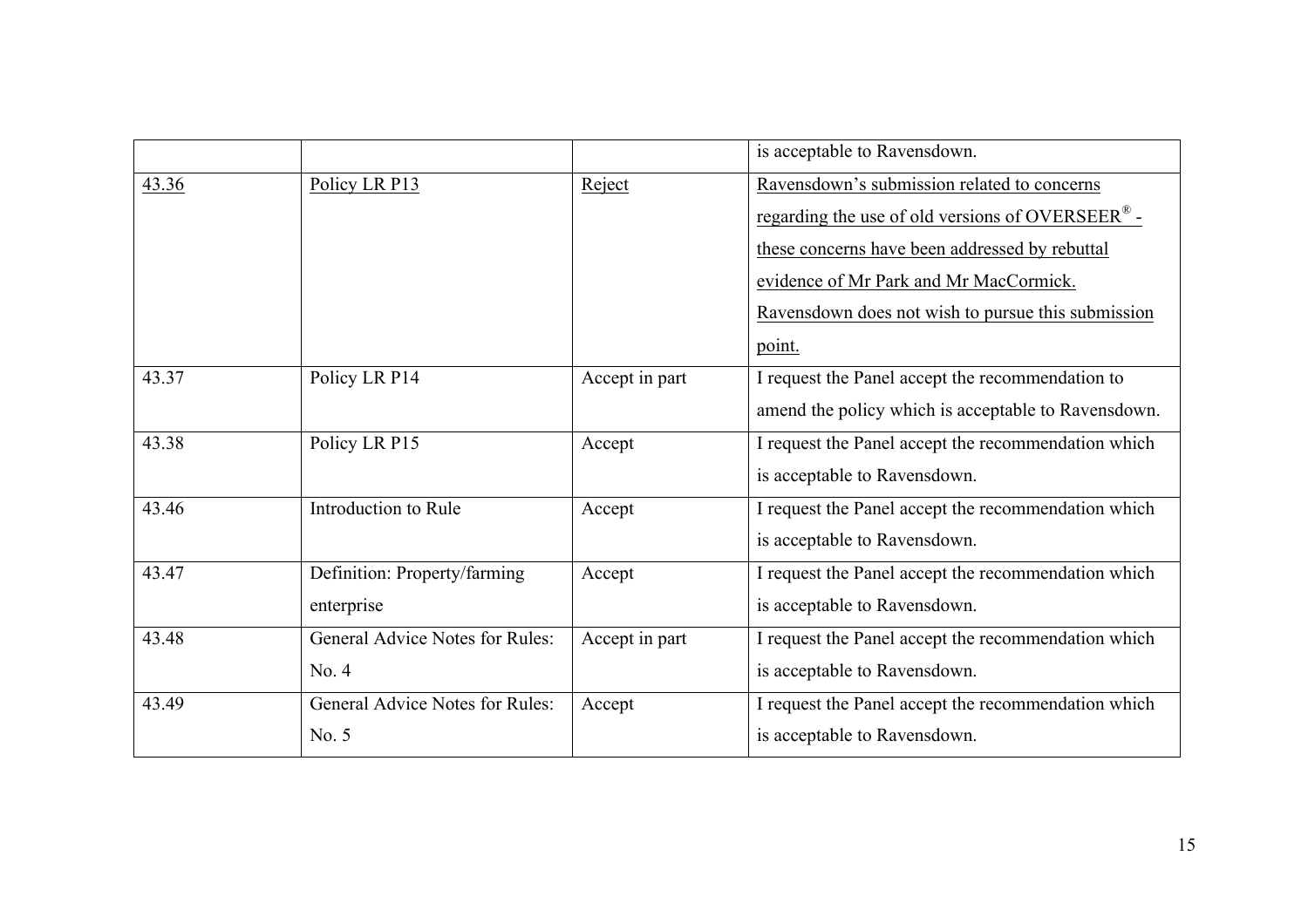| | | | is acceptable to Ravensdown. |
|---|---|---|---|
| 43.36 | Policy LR P13 | Reject | Ravensdown's submission related to concerns regarding the use of old versions of OVERSEER® - these concerns have been addressed by rebuttal evidence of Mr Park and Mr MacCormick. Ravensdown does not wish to pursue this submission point. |
| 43.37 | Policy LR P14 | Accept in part | I request the Panel accept the recommendation to amend the policy which is acceptable to Ravensdown. |
| 43.38 | Policy LR P15 | Accept | I request the Panel accept the recommendation which is acceptable to Ravensdown. |
| 43.46 | Introduction to Rule | Accept | I request the Panel accept the recommendation which is acceptable to Ravensdown. |
| 43.47 | Definition: Property/farming enterprise | Accept | I request the Panel accept the recommendation which is acceptable to Ravensdown. |
| 43.48 | General Advice Notes for Rules: No. 4 | Accept in part | I request the Panel accept the recommendation which is acceptable to Ravensdown. |
| 43.49 | General Advice Notes for Rules: No. 5 | Accept | I request the Panel accept the recommendation which is acceptable to Ravensdown. |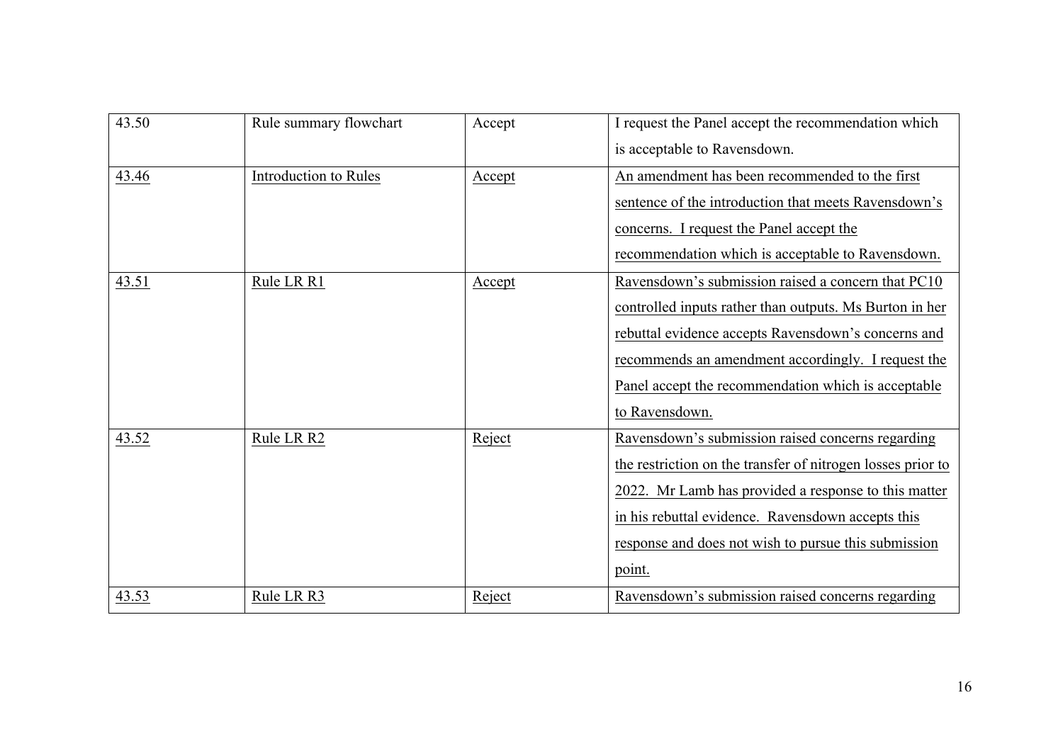| 43.50 | Rule summary flowchart | Accept | I request the Panel accept the recommendation which is acceptable to Ravensdown. |
|---|---|---|---|
| 43.46 | Introduction to Rules | Accept | An amendment has been recommended to the first sentence of the introduction that meets Ravensdown's concerns. I request the Panel accept the recommendation which is acceptable to Ravensdown. |
| 43.51 | Rule LR R1 | Accept | Ravensdown's submission raised a concern that PC10 controlled inputs rather than outputs. Ms Burton in her rebuttal evidence accepts Ravensdown's concerns and recommends an amendment accordingly. I request the Panel accept the recommendation which is acceptable to Ravensdown. |
| 43.52 | Rule LR R2 | Reject | Ravensdown's submission raised concerns regarding the restriction on the transfer of nitrogen losses prior to 2022. Mr Lamb has provided a response to this matter in his rebuttal evidence. Ravensdown accepts this response and does not wish to pursue this submission point. |
| 43.53 | Rule LR R3 | Reject | Ravensdown's submission raised concerns regarding |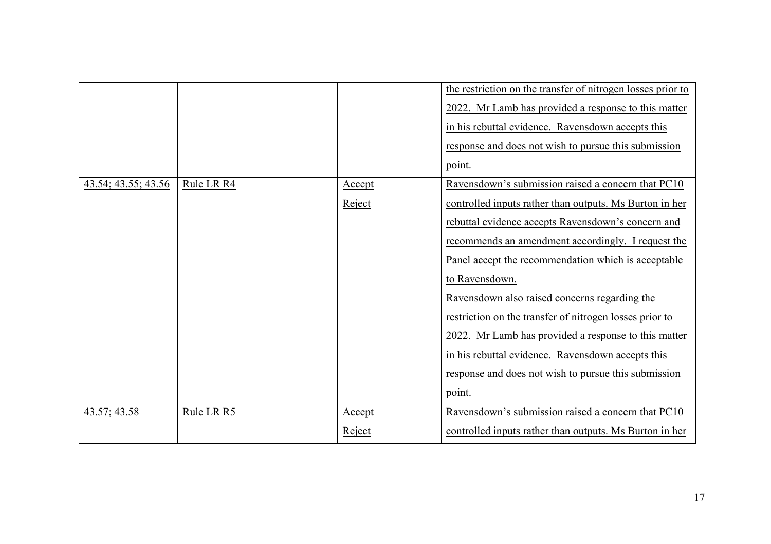| | | | |
|---|---|---|---|
| | | | the restriction on the transfer of nitrogen losses prior to 2022. Mr Lamb has provided a response to this matter in his rebuttal evidence. Ravensdown accepts this response and does not wish to pursue this submission point. |
| 43.54; 43.55; 43.56 | Rule LR R4 | Accept<br>Reject | Ravensdown's submission raised a concern that PC10 controlled inputs rather than outputs. Ms Burton in her rebuttal evidence accepts Ravensdown's concern and recommends an amendment accordingly. I request the Panel accept the recommendation which is acceptable to Ravensdown.<br>Ravensdown also raised concerns regarding the restriction on the transfer of nitrogen losses prior to 2022. Mr Lamb has provided a response to this matter in his rebuttal evidence. Ravensdown accepts this response and does not wish to pursue this submission point. |
| 43.57; 43.58 | Rule LR R5 | Accept<br>Reject | Ravensdown's submission raised a concern that PC10 controlled inputs rather than outputs. Ms Burton in her |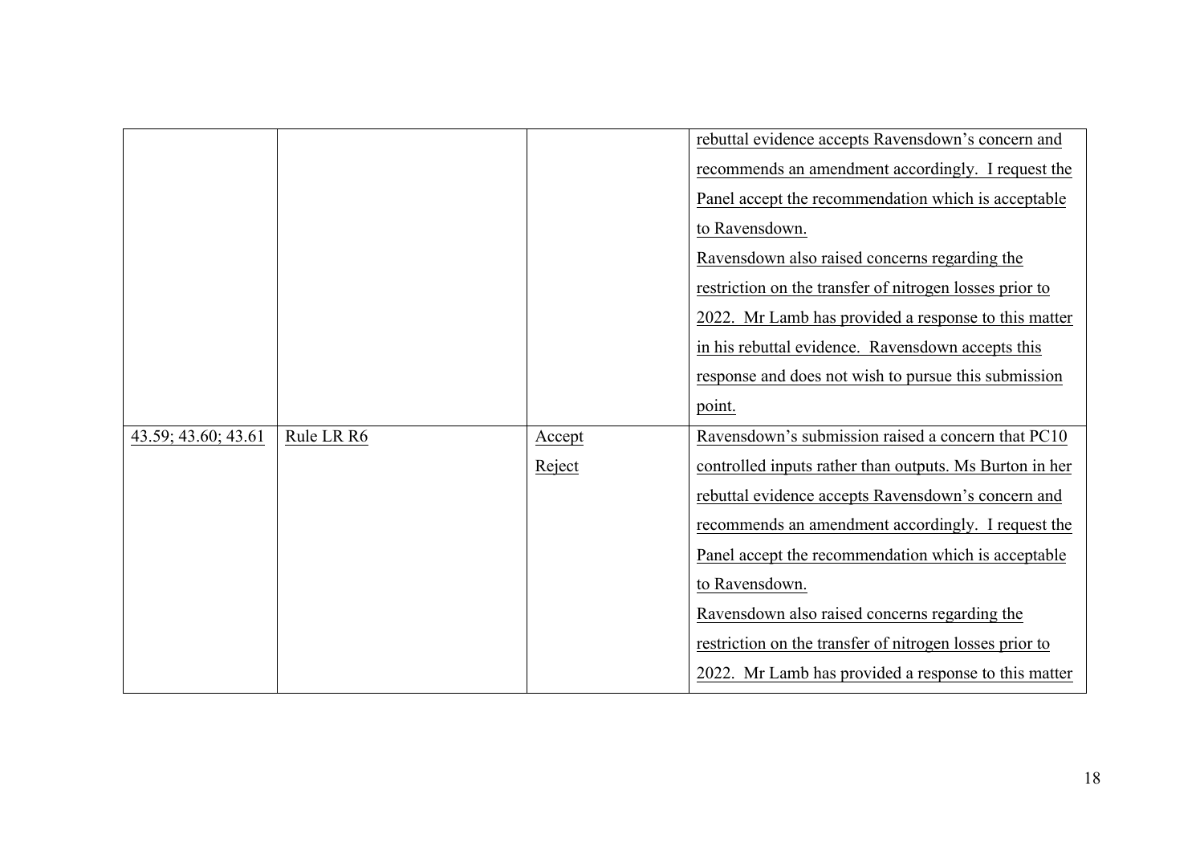| | | | |
|---|---|---|---|
| | | | rebuttal evidence accepts Ravensdown's concern and recommends an amendment accordingly. I request the Panel accept the recommendation which is acceptable to Ravensdown.<br>Ravensdown also raised concerns regarding the restriction on the transfer of nitrogen losses prior to 2022. Mr Lamb has provided a response to this matter in his rebuttal evidence. Ravensdown accepts this response and does not wish to pursue this submission point. |
| 43.59; 43.60; 43.61 | Rule LR R6 | Accept<br>Reject | Ravensdown's submission raised a concern that PC10 controlled inputs rather than outputs. Ms Burton in her rebuttal evidence accepts Ravensdown's concern and recommends an amendment accordingly. I request the Panel accept the recommendation which is acceptable to Ravensdown.<br>Ravensdown also raised concerns regarding the restriction on the transfer of nitrogen losses prior to 2022. Mr Lamb has provided a response to this matter |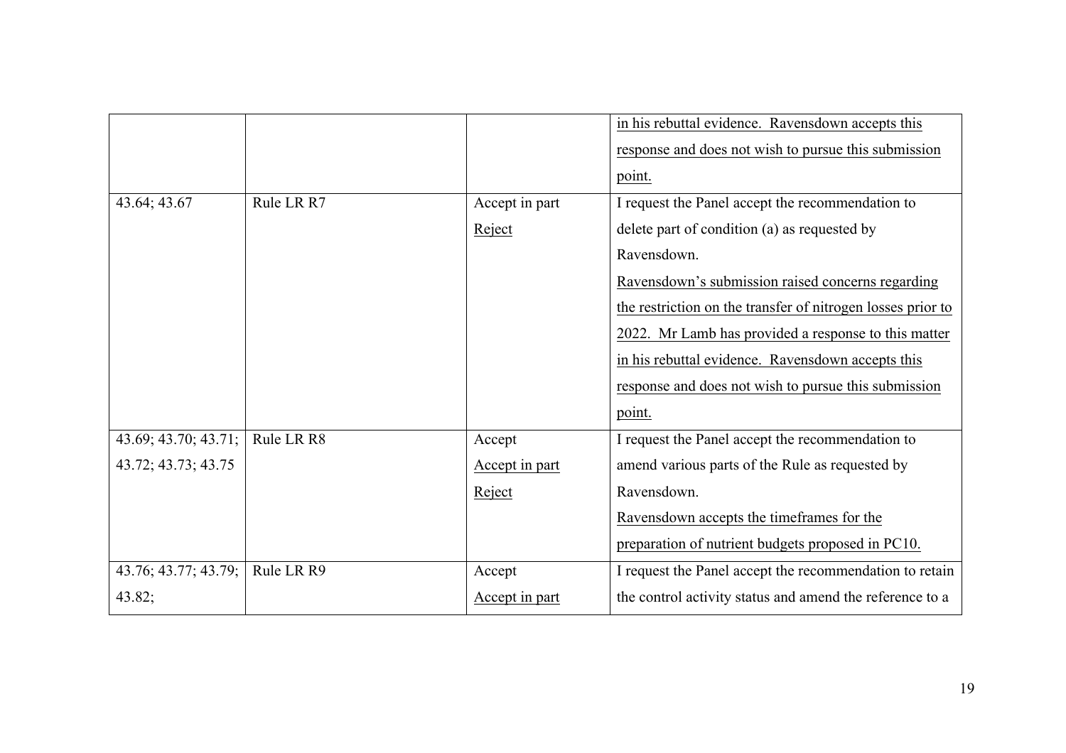|  |  |  | in his rebuttal evidence. Ravensdown accepts this response and does not wish to pursue this submission point. |
|---|---|---|---|
| 43.64; 43.67 | Rule LR R7 | Accept in part<br>Reject | I request the Panel accept the recommendation to delete part of condition (a) as requested by Ravensdown.<br>Ravensdown's submission raised concerns regarding the restriction on the transfer of nitrogen losses prior to 2022. Mr Lamb has provided a response to this matter in his rebuttal evidence. Ravensdown accepts this response and does not wish to pursue this submission point. |
| 43.69; 43.70; 43.71; 43.72; 43.73; 43.75 | Rule LR R8 | Accept<br>Accept in part<br>Reject | I request the Panel accept the recommendation to amend various parts of the Rule as requested by Ravensdown.<br>Ravensdown accepts the timeframes for the preparation of nutrient budgets proposed in PC10. |
| 43.76; 43.77; 43.79; 43.82; | Rule LR R9 | Accept<br>Accept in part | I request the Panel accept the recommendation to retain the control activity status and amend the reference to a |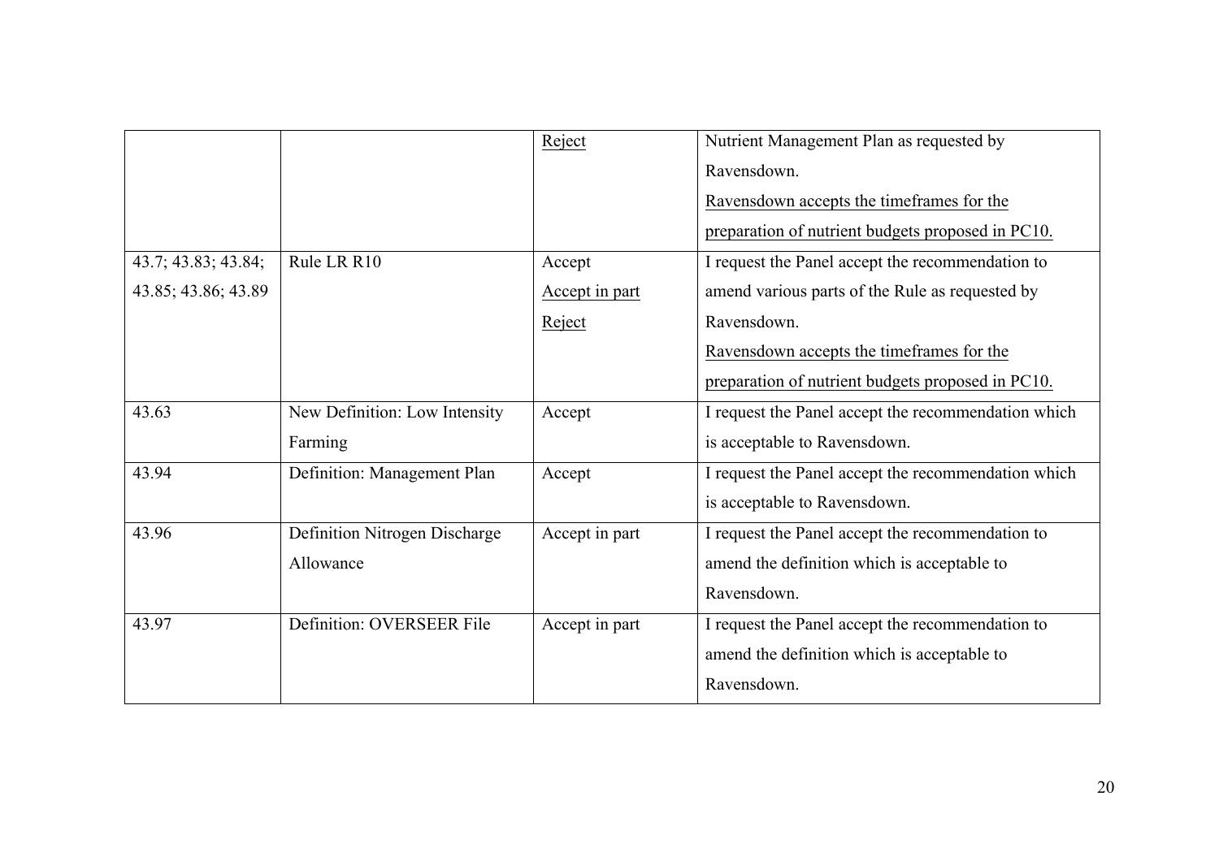| | | Reject | Nutrient Management Plan as requested by Ravensdown. Ravensdown accepts the timeframes for the preparation of nutrient budgets proposed in PC10. |
|---|---|---|---|
| 43.7; 43.83; 43.84; 43.85; 43.86; 43.89 | Rule LR R10 | Accept Accept in part Reject | I request the Panel accept the recommendation to amend various parts of the Rule as requested by Ravensdown. Ravensdown accepts the timeframes for the preparation of nutrient budgets proposed in PC10. |
| 43.63 | New Definition: Low Intensity Farming | Accept | I request the Panel accept the recommendation which is acceptable to Ravensdown. |
| 43.94 | Definition: Management Plan | Accept | I request the Panel accept the recommendation which is acceptable to Ravensdown. |
| 43.96 | Definition Nitrogen Discharge Allowance | Accept in part | I request the Panel accept the recommendation to amend the definition which is acceptable to Ravensdown. |
| 43.97 | Definition: OVERSEER File | Accept in part | I request the Panel accept the recommendation to amend the definition which is acceptable to Ravensdown. |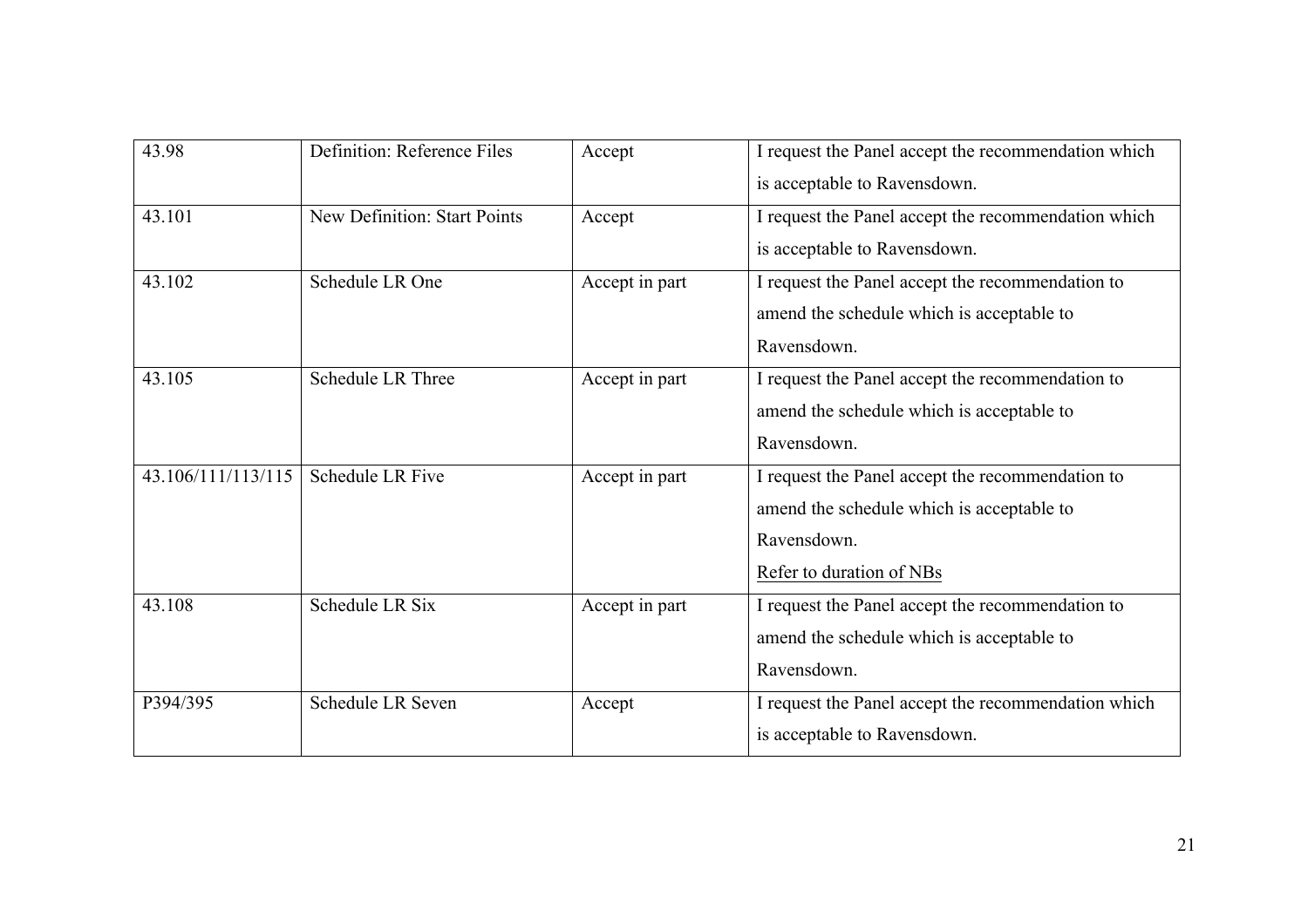| 43.98 | Definition: Reference Files | Accept | I request the Panel accept the recommendation which is acceptable to Ravensdown. |
|---|---|---|---|
| 43.101 | New Definition: Start Points | Accept | I request the Panel accept the recommendation which is acceptable to Ravensdown. |
| 43.102 | Schedule LR One | Accept in part | I request the Panel accept the recommendation to amend the schedule which is acceptable to Ravensdown. |
| 43.105 | Schedule LR Three | Accept in part | I request the Panel accept the recommendation to amend the schedule which is acceptable to Ravensdown. |
| 43.106/111/113/115 | Schedule LR Five | Accept in part | I request the Panel accept the recommendation to amend the schedule which is acceptable to Ravensdown.<br>Refer to duration of NBs |
| 43.108 | Schedule LR Six | Accept in part | I request the Panel accept the recommendation to amend the schedule which is acceptable to Ravensdown. |
| P394/395 | Schedule LR Seven | Accept | I request the Panel accept the recommendation which is acceptable to Ravensdown. |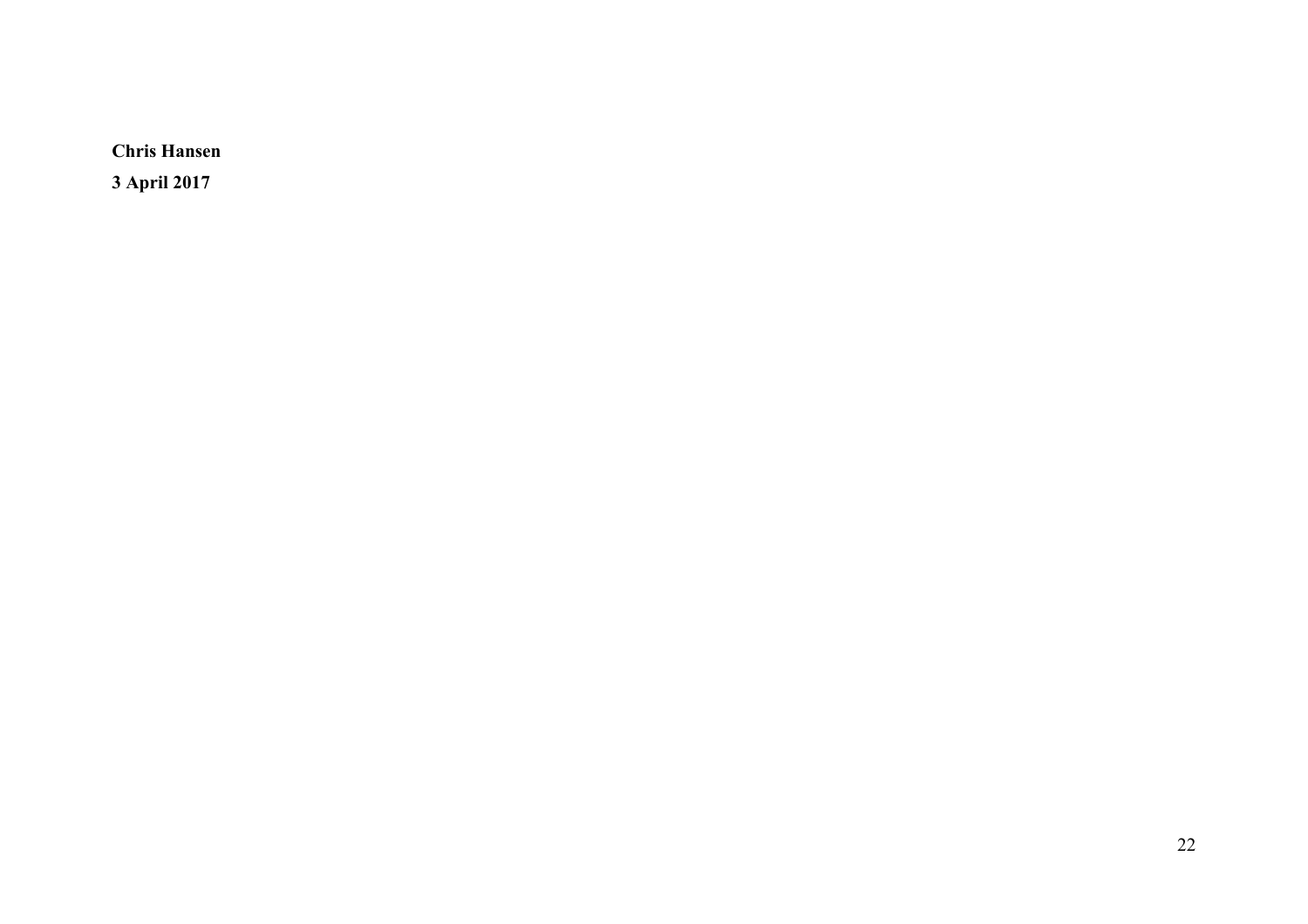**Chris Hansen**

**3 April 2017**